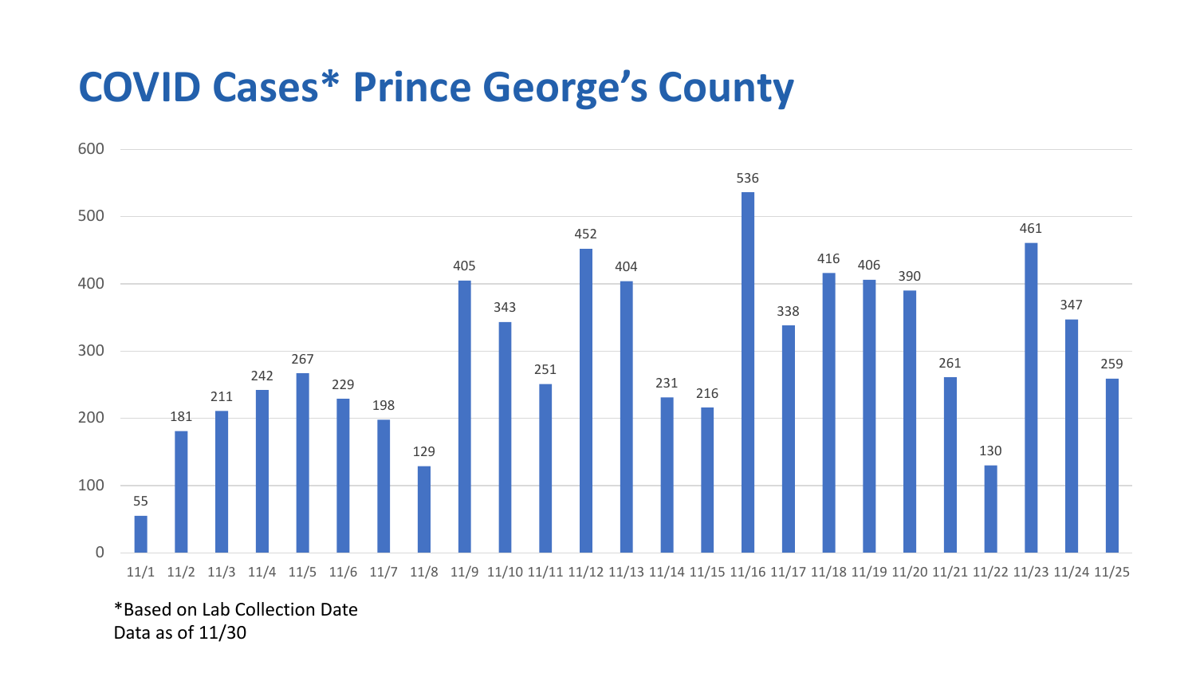# COVID Cases* Prince George's County

| Date | Cases |
| --- | --- |
| 11/1 | 55 |
| 11/2 | 181 |
| 11/3 | 211 |
| 11/4 | 242 |
| 11/5 | 267 |
| 11/6 | 229 |
| 11/7 | 198 |
| 11/8 | 129 |
| 11/9 | 405 |
| 11/10 | 343 |
| 11/11 | 251 |
| 11/12 | 452 |
| 11/13 | 404 |
| 11/14 | 231 |
| 11/15 | 216 |
| 11/16 | 536 |
| 11/17 | 338 |
| 11/18 | 416 |
| 11/19 | 406 |
| 11/20 | 390 |
| 11/21 | 261 |
| 11/22 | 130 |
| 11/23 | 461 |
| 11/24 | 347 |
| 11/25 | 259 |

*Based on Lab Collection Date
Data as of 11/30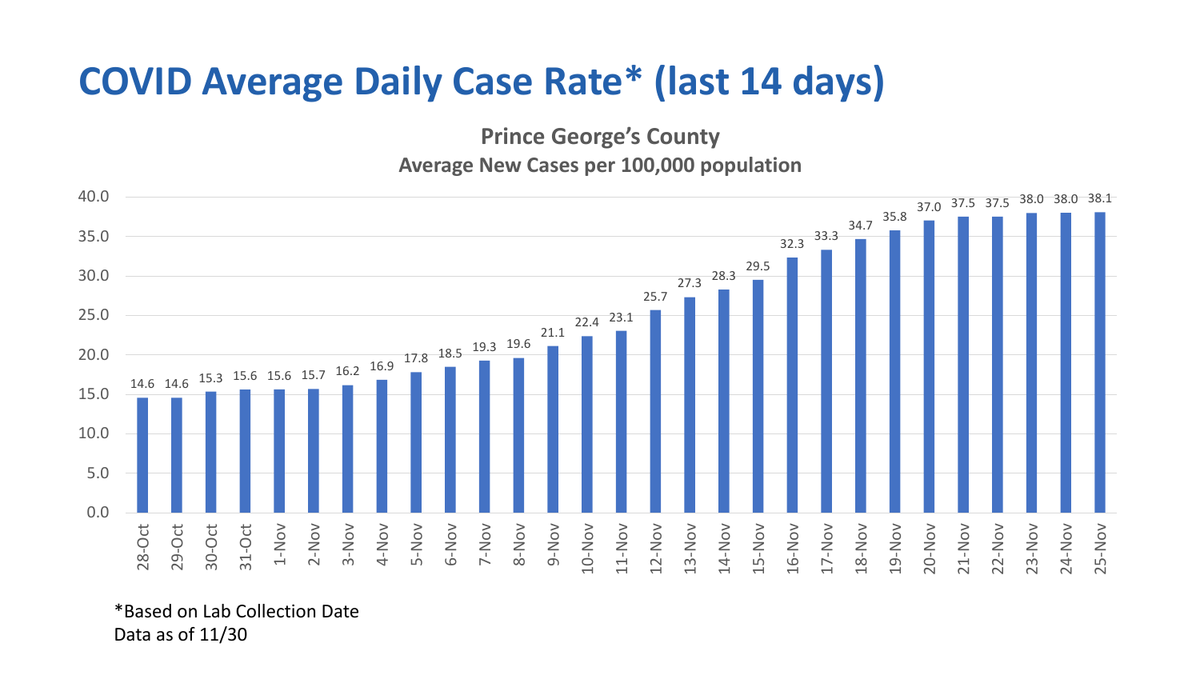# COVID Average Daily Case Rate* (last 14 days)

**Prince George's County**

**Average New Cases per 100,000 population**

| Date | Rate |
|---|---|
| 28-Oct | 14.6 |
| 29-Oct | 14.6 |
| 30-Oct | 15.3 |
| 31-Oct | 15.6 |
| 1-Nov | 15.6 |
| 2-Nov | 15.7 |
| 3-Nov | 16.2 |
| 4-Nov | 16.9 |
| 5-Nov | 17.8 |
| 6-Nov | 18.5 |
| 7-Nov | 19.3 |
| 8-Nov | 19.6 |
| 9-Nov | 21.1 |
| 10-Nov | 22.4 |
| 11-Nov | 23.1 |
| 12-Nov | 25.7 |
| 13-Nov | 27.3 |
| 14-Nov | 28.3 |
| 15-Nov | 29.5 |
| 16-Nov | 32.3 |
| 17-Nov | 33.3 |
| 18-Nov | 34.7 |
| 19-Nov | 35.8 |
| 20-Nov | 37.0 |
| 21-Nov | 37.5 |
| 22-Nov | 37.5 |
| 23-Nov | 38.0 |
| 24-Nov | 38.0 |
| 25-Nov | 38.1 |

*Based on Lab Collection Date
Data as of 11/30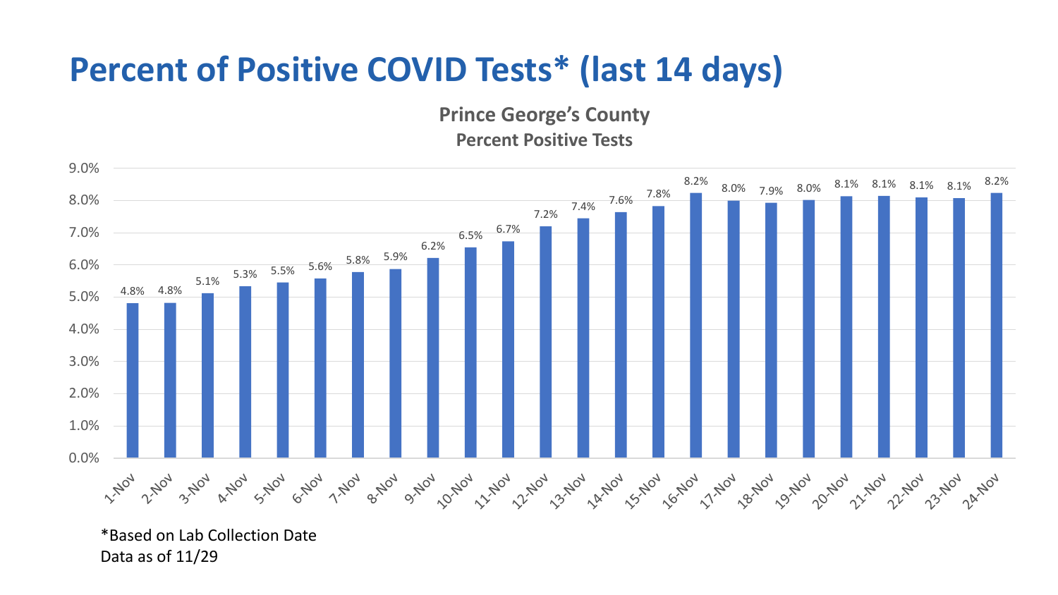# Percent of Positive COVID Tests* (last 14 days)

**Prince George's County**
**Percent Positive Tests**

9.0%
8.0%
7.0%
6.0%
5.0%
4.0%
3.0%
2.0%
1.0%
0.0%

4.8% 4.8% 5.1% 5.3% 5.5% 5.6% 5.8% 5.9% 6.2% 6.5% 6.7% 7.2% 7.4% 7.6% 7.8% 8.2% 8.0% 7.9% 8.0% 8.1% 8.1% 8.1% 8.1% 8.2%

1-Nov 2-Nov 3-Nov 4-Nov 5-Nov 6-Nov 7-Nov 8-Nov 9-Nov 10-Nov 11-Nov 12-Nov 13-Nov 14-Nov 15-Nov 16-Nov 17-Nov 18-Nov 19-Nov 20-Nov 21-Nov 22-Nov 23-Nov 24-Nov

*Based on Lab Collection Date
Data as of 11/29